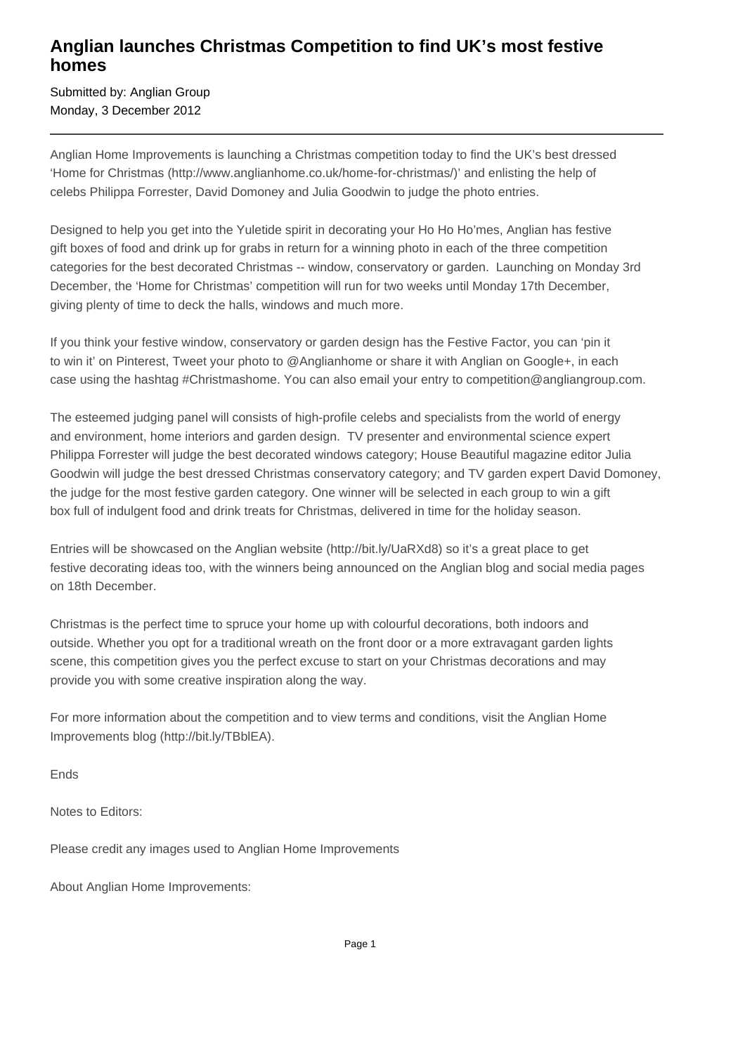# Anglian launches Christmas Competition to find UK's most festive homes

Submitted by: Anglian Group
Monday, 3 December 2012

---

Anglian Home Improvements is launching a Christmas competition today to find the UK's best dressed 'Home for Christmas (http://www.anglianhome.co.uk/home-for-christmas/)' and enlisting the help of celebs Philippa Forrester, David Domoney and Julia Goodwin to judge the photo entries.

Designed to help you get into the Yuletide spirit in decorating your Ho Ho Ho'mes, Anglian has festive gift boxes of food and drink up for grabs in return for a winning photo in each of the three competition categories for the best decorated Christmas -- window, conservatory or garden.  Launching on Monday 3rd December, the 'Home for Christmas' competition will run for two weeks until Monday 17th December, giving plenty of time to deck the halls, windows and much more.

If you think your festive window, conservatory or garden design has the Festive Factor, you can 'pin it to win it' on Pinterest, Tweet your photo to @Anglianhome or share it with Anglian on Google+, in each case using the hashtag #Christmashome. You can also email your entry to competition@angliangroup.com.

The esteemed judging panel will consists of high-profile celebs and specialists from the world of energy and environment, home interiors and garden design.  TV presenter and environmental science expert Philippa Forrester will judge the best decorated windows category; House Beautiful magazine editor Julia Goodwin will judge the best dressed Christmas conservatory category; and TV garden expert David Domoney, the judge for the most festive garden category. One winner will be selected in each group to win a gift box full of indulgent food and drink treats for Christmas, delivered in time for the holiday season.

Entries will be showcased on the Anglian website (http://bit.ly/UaRXd8) so it's a great place to get festive decorating ideas too, with the winners being announced on the Anglian blog and social media pages on 18th December.

Christmas is the perfect time to spruce your home up with colourful decorations, both indoors and outside. Whether you opt for a traditional wreath on the front door or a more extravagant garden lights scene, this competition gives you the perfect excuse to start on your Christmas decorations and may provide you with some creative inspiration along the way.

For more information about the competition and to view terms and conditions, visit the Anglian Home Improvements blog (http://bit.ly/TBblEA).

Ends

Notes to Editors:

Please credit any images used to Anglian Home Improvements

About Anglian Home Improvements: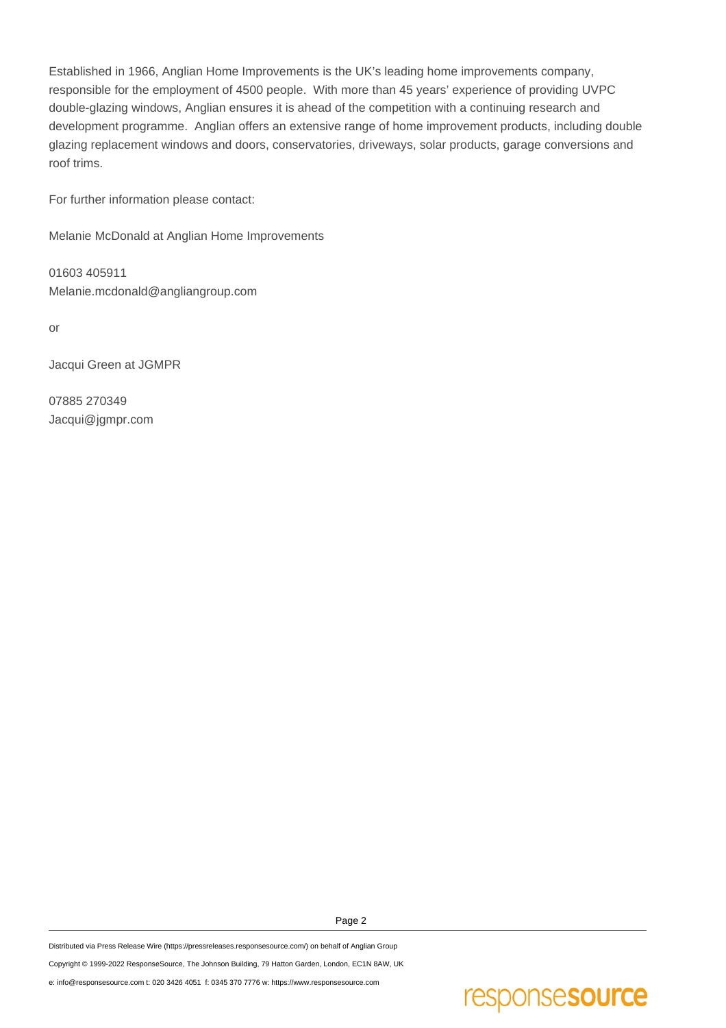Established in 1966, Anglian Home Improvements is the UK's leading home improvements company, responsible for the employment of 4500 people. With more than 45 years' experience of providing UVPC double-glazing windows, Anglian ensures it is ahead of the competition with a continuing research and development programme. Anglian offers an extensive range of home improvement products, including double glazing replacement windows and doors, conservatories, driveways, solar products, garage conversions and roof trims.

For further information please contact:

Melanie McDonald at Anglian Home Improvements

01603 405911
Melanie.mcdonald@angliangroup.com

or

Jacqui Green at JGMPR

07885 270349
Jacqui@jgmpr.com

Distributed via Press Release Wire (https://pressreleases.responsesource.com/) on behalf of Anglian Group

Copyright © 1999-2022 ResponseSource, The Johnson Building, 79 Hatton Garden, London, EC1N 8AW, UK

e: info@responsesource.com t: 020 3426 4051 f: 0345 370 7776 w: https://www.responsesource.com

responsesource